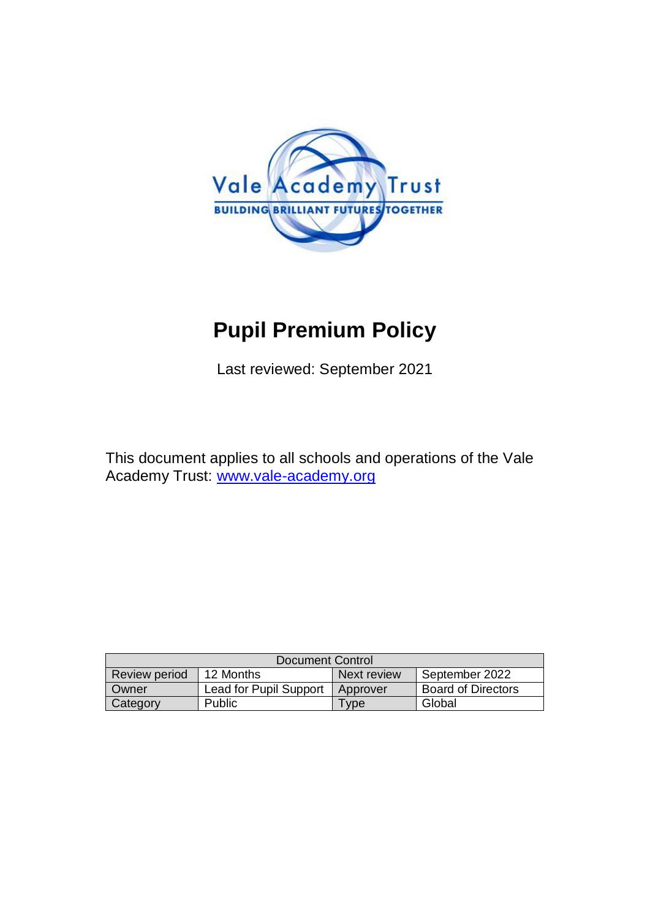# Pupil Premium Policy

Last reviewed: September 2021

This document applies to all schools and operations of the Vale Academy Trust: [www.vale-academy.org](http://www.vale-academy.org)

| Document Control | | | |
|---|---|---|---|
| Review period | 12 Months | Next review | September 2022 |
| Owner | Lead for Pupil Support | Approver | Board of Directors |
| Category | Public | Type | Global |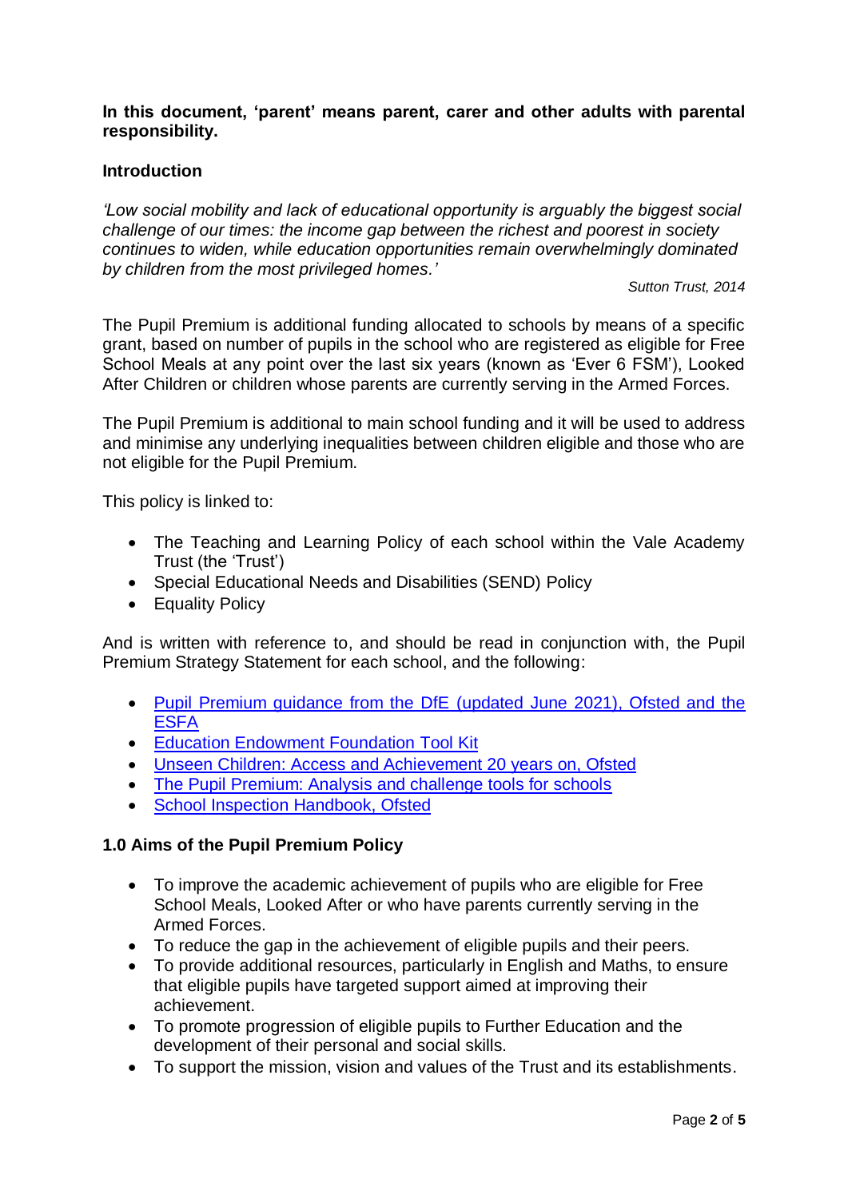**In this document, 'parent' means parent, carer and other adults with parental responsibility.**

## Introduction

*'Low social mobility and lack of educational opportunity is arguably the biggest social challenge of our times: the income gap between the richest and poorest in society continues to widen, while education opportunities remain overwhelmingly dominated by children from the most privileged homes.'*

*Sutton Trust, 2014*

The Pupil Premium is additional funding allocated to schools by means of a specific grant, based on number of pupils in the school who are registered as eligible for Free School Meals at any point over the last six years (known as 'Ever 6 FSM'), Looked After Children or children whose parents are currently serving in the Armed Forces.

The Pupil Premium is additional to main school funding and it will be used to address and minimise any underlying inequalities between children eligible and those who are not eligible for the Pupil Premium.

This policy is linked to:

- The Teaching and Learning Policy of each school within the Vale Academy Trust (the 'Trust')
- Special Educational Needs and Disabilities (SEND) Policy
- Equality Policy

And is written with reference to, and should be read in conjunction with, the Pupil Premium Strategy Statement for each school, and the following:

- Pupil Premium guidance from the DfE (updated June 2021), Ofsted and the ESFA
- Education Endowment Foundation Tool Kit
- Unseen Children: Access and Achievement 20 years on, Ofsted
- The Pupil Premium: Analysis and challenge tools for schools
- School Inspection Handbook, Ofsted

## 1.0 Aims of the Pupil Premium Policy

- To improve the academic achievement of pupils who are eligible for Free School Meals, Looked After or who have parents currently serving in the Armed Forces.
- To reduce the gap in the achievement of eligible pupils and their peers.
- To provide additional resources, particularly in English and Maths, to ensure that eligible pupils have targeted support aimed at improving their achievement.
- To promote progression of eligible pupils to Further Education and the development of their personal and social skills.
- To support the mission, vision and values of the Trust and its establishments.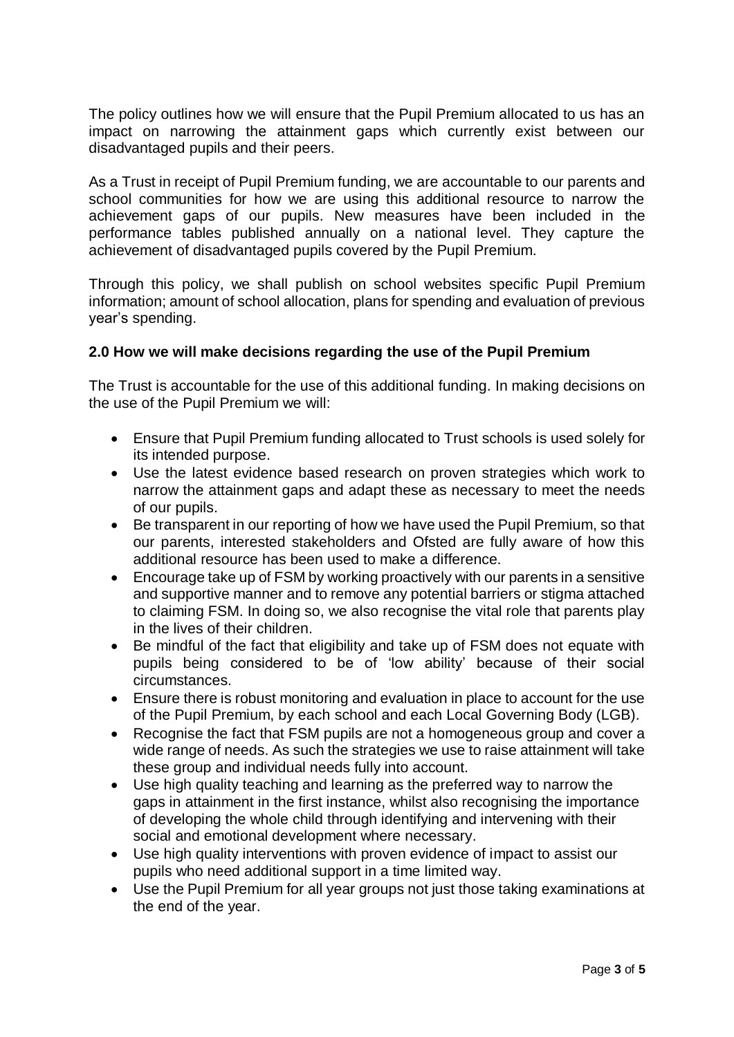The policy outlines how we will ensure that the Pupil Premium allocated to us has an impact on narrowing the attainment gaps which currently exist between our disadvantaged pupils and their peers.

As a Trust in receipt of Pupil Premium funding, we are accountable to our parents and school communities for how we are using this additional resource to narrow the achievement gaps of our pupils. New measures have been included in the performance tables published annually on a national level. They capture the achievement of disadvantaged pupils covered by the Pupil Premium.

Through this policy, we shall publish on school websites specific Pupil Premium information; amount of school allocation, plans for spending and evaluation of previous year's spending.

## 2.0 How we will make decisions regarding the use of the Pupil Premium

The Trust is accountable for the use of this additional funding. In making decisions on the use of the Pupil Premium we will:

- Ensure that Pupil Premium funding allocated to Trust schools is used solely for its intended purpose.
- Use the latest evidence based research on proven strategies which work to narrow the attainment gaps and adapt these as necessary to meet the needs of our pupils.
- Be transparent in our reporting of how we have used the Pupil Premium, so that our parents, interested stakeholders and Ofsted are fully aware of how this additional resource has been used to make a difference.
- Encourage take up of FSM by working proactively with our parents in a sensitive and supportive manner and to remove any potential barriers or stigma attached to claiming FSM. In doing so, we also recognise the vital role that parents play in the lives of their children.
- Be mindful of the fact that eligibility and take up of FSM does not equate with pupils being considered to be of 'low ability' because of their social circumstances.
- Ensure there is robust monitoring and evaluation in place to account for the use of the Pupil Premium, by each school and each Local Governing Body (LGB).
- Recognise the fact that FSM pupils are not a homogeneous group and cover a wide range of needs. As such the strategies we use to raise attainment will take these group and individual needs fully into account.
- Use high quality teaching and learning as the preferred way to narrow the gaps in attainment in the first instance, whilst also recognising the importance of developing the whole child through identifying and intervening with their social and emotional development where necessary.
- Use high quality interventions with proven evidence of impact to assist our pupils who need additional support in a time limited way.
- Use the Pupil Premium for all year groups not just those taking examinations at the end of the year.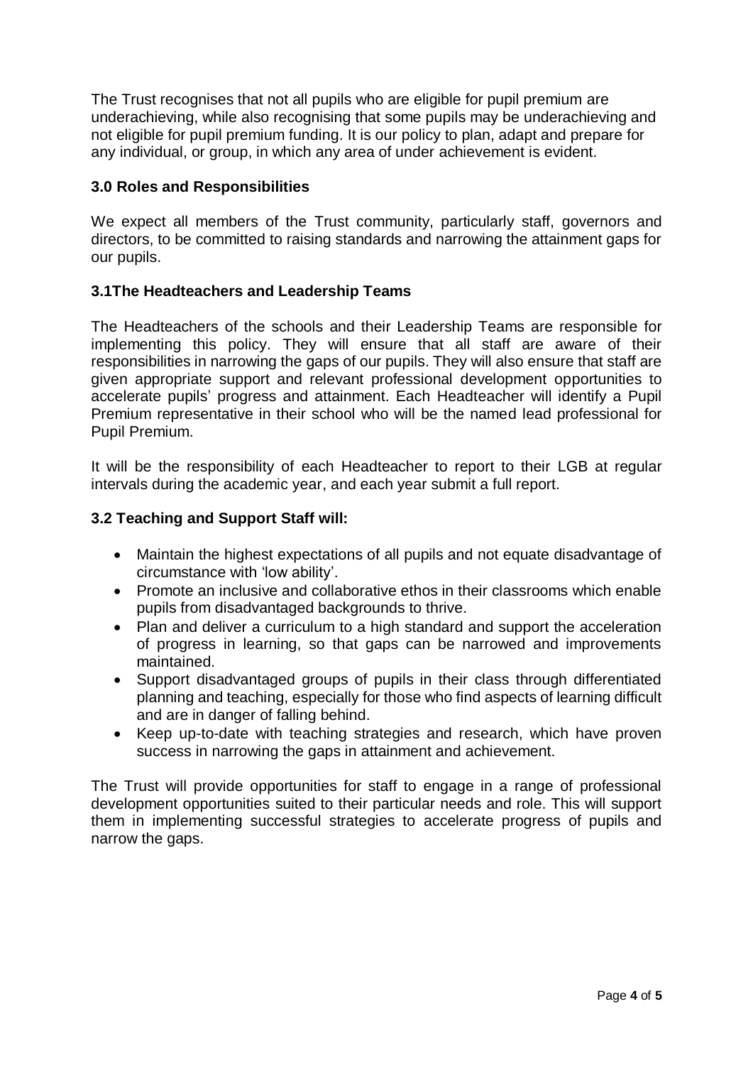The Trust recognises that not all pupils who are eligible for pupil premium are underachieving, while also recognising that some pupils may be underachieving and not eligible for pupil premium funding. It is our policy to plan, adapt and prepare for any individual, or group, in which any area of under achievement is evident.

## 3.0 Roles and Responsibilities

We expect all members of the Trust community, particularly staff, governors and directors, to be committed to raising standards and narrowing the attainment gaps for our pupils.

### 3.1The Headteachers and Leadership Teams

The Headteachers of the schools and their Leadership Teams are responsible for implementing this policy. They will ensure that all staff are aware of their responsibilities in narrowing the gaps of our pupils. They will also ensure that staff are given appropriate support and relevant professional development opportunities to accelerate pupils' progress and attainment. Each Headteacher will identify a Pupil Premium representative in their school who will be the named lead professional for Pupil Premium.

It will be the responsibility of each Headteacher to report to their LGB at regular intervals during the academic year, and each year submit a full report.

### 3.2 Teaching and Support Staff will:

- Maintain the highest expectations of all pupils and not equate disadvantage of circumstance with 'low ability'.
- Promote an inclusive and collaborative ethos in their classrooms which enable pupils from disadvantaged backgrounds to thrive.
- Plan and deliver a curriculum to a high standard and support the acceleration of progress in learning, so that gaps can be narrowed and improvements maintained.
- Support disadvantaged groups of pupils in their class through differentiated planning and teaching, especially for those who find aspects of learning difficult and are in danger of falling behind.
- Keep up-to-date with teaching strategies and research, which have proven success in narrowing the gaps in attainment and achievement.

The Trust will provide opportunities for staff to engage in a range of professional development opportunities suited to their particular needs and role. This will support them in implementing successful strategies to accelerate progress of pupils and narrow the gaps.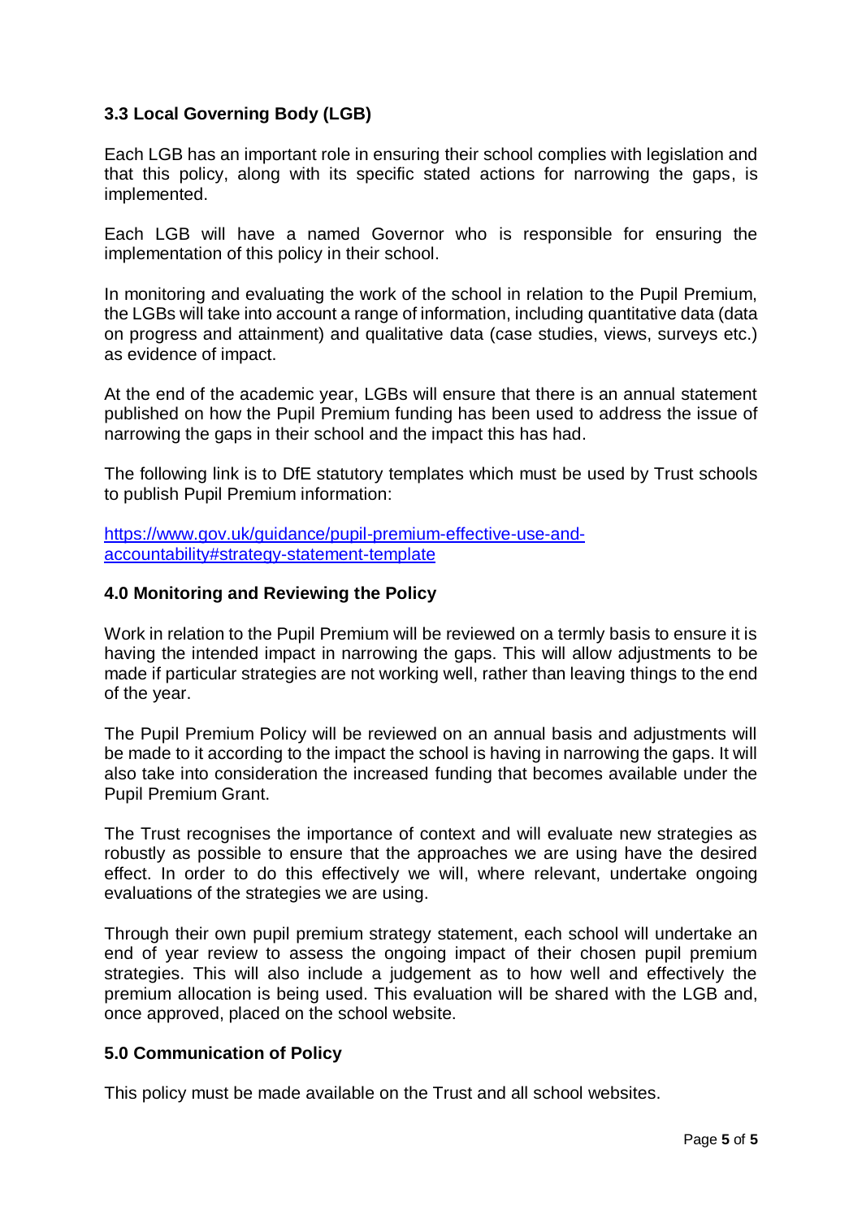### 3.3 Local Governing Body (LGB)

Each LGB has an important role in ensuring their school complies with legislation and that this policy, along with its specific stated actions for narrowing the gaps, is implemented.

Each LGB will have a named Governor who is responsible for ensuring the implementation of this policy in their school.

In monitoring and evaluating the work of the school in relation to the Pupil Premium, the LGBs will take into account a range of information, including quantitative data (data on progress and attainment) and qualitative data (case studies, views, surveys etc.) as evidence of impact.

At the end of the academic year, LGBs will ensure that there is an annual statement published on how the Pupil Premium funding has been used to address the issue of narrowing the gaps in their school and the impact this has had.

The following link is to DfE statutory templates which must be used by Trust schools to publish Pupil Premium information:

[https://www.gov.uk/guidance/pupil-premium-effective-use-and-accountability#strategy-statement-template](https://www.gov.uk/guidance/pupil-premium-effective-use-and-accountability#strategy-statement-template)

### 4.0 Monitoring and Reviewing the Policy

Work in relation to the Pupil Premium will be reviewed on a termly basis to ensure it is having the intended impact in narrowing the gaps. This will allow adjustments to be made if particular strategies are not working well, rather than leaving things to the end of the year.

The Pupil Premium Policy will be reviewed on an annual basis and adjustments will be made to it according to the impact the school is having in narrowing the gaps. It will also take into consideration the increased funding that becomes available under the Pupil Premium Grant.

The Trust recognises the importance of context and will evaluate new strategies as robustly as possible to ensure that the approaches we are using have the desired effect. In order to do this effectively we will, where relevant, undertake ongoing evaluations of the strategies we are using.

Through their own pupil premium strategy statement, each school will undertake an end of year review to assess the ongoing impact of their chosen pupil premium strategies. This will also include a judgement as to how well and effectively the premium allocation is being used. This evaluation will be shared with the LGB and, once approved, placed on the school website.

### 5.0 Communication of Policy

This policy must be made available on the Trust and all school websites.